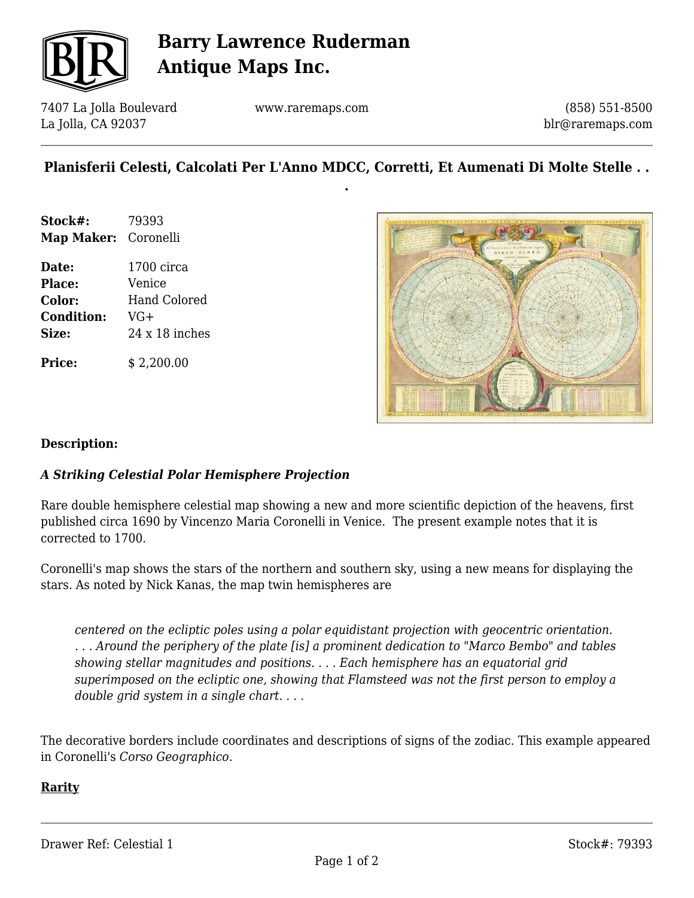# Barry Lawrence Ruderman Antique Maps Inc.

7407 La Jolla Boulevard
La Jolla, CA 92037

www.raremaps.com

(858) 551-8500
blr@raremaps.com

## Planisferii Celesti, Calcolati Per L'Anno MDCC, Corretti, Et Aumenati Di Molte Stelle . . .

**Stock#:** 79393
**Map Maker:** Coronelli

**Date:** 1700 circa
**Place:** Venice
**Color:** Hand Colored
**Condition:** VG+
**Size:** 24 x 18 inches

**Price:** $ 2,200.00

### Description:

### *A Striking Celestial Polar Hemisphere Projection*

Rare double hemisphere celestial map showing a new and more scientific depiction of the heavens, first published circa 1690 by Vincenzo Maria Coronelli in Venice. The present example notes that it is corrected to 1700.

Coronelli's map shows the stars of the northern and southern sky, using a new means for displaying the stars. As noted by Nick Kanas, the map twin hemispheres are

> *centered on the ecliptic poles using a polar equidistant projection with geocentric orientation. . . . Around the periphery of the plate [is] a prominent dedication to "Marco Bembo" and tables showing stellar magnitudes and positions. . . . Each hemisphere has an equatorial grid superimposed on the ecliptic one, showing that Flamsteed was not the first person to employ a double grid system in a single chart. . . .*

The decorative borders include coordinates and descriptions of signs of the zodiac. This example appeared in Coronelli's *Corso Geographico.*

**Rarity**

Drawer Ref: Celestial 1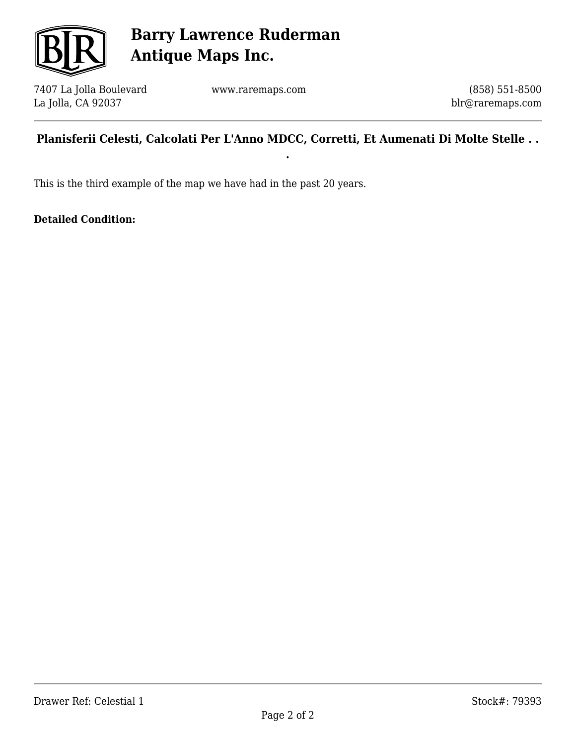**Planisferii Celesti, Calcolati Per L'Anno MDCC, Corretti, Et Aumenati Di Molte Stelle . . .**

This is the third example of the map we have had in the past 20 years.

**Detailed Condition:**